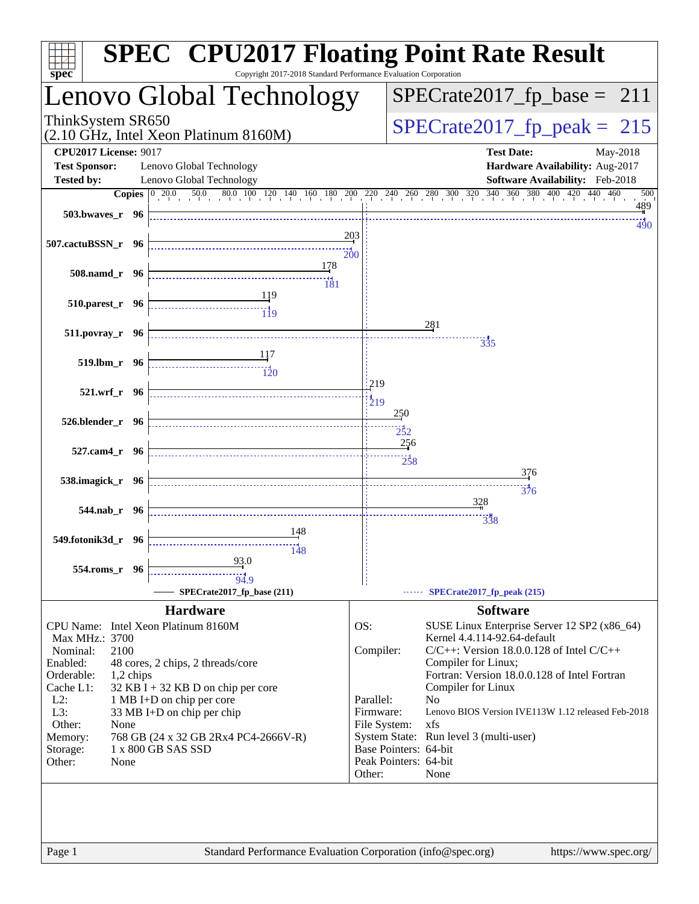# SPEC CPU2017 Floating Point Rate Result

Copyright 2017-2018 Standard Performance Evaluation Corporation

## Lenovo Global Technology

ThinkSystem SR650
(2.10 GHz, Intel Xeon Platinum 8160M)

SPECrate2017_fp_base = 211

SPECrate2017_fp_peak = 215

| | | | |
|---|---|---|---|
| **CPU2017 License:** | 9017 | **Test Date:** | May-2018 |
| **Test Sponsor:** | Lenovo Global Technology | **Hardware Availability:** | Aug-2017 |
| **Tested by:** | Lenovo Global Technology | **Software Availability:** | Feb-2018 |

| Benchmark | Copies | SPECrate2017_fp_base (211) | SPECrate2017_fp_peak (215) |
|---|---|---|---|
| 503.bwaves_r | 96 | 489 | 490 |
| 507.cactuBSSN_r | 96 | 203 | 200 |
| 508.namd_r | 96 | 178 | 181 |
| 510.parest_r | 96 | 119 | 119 |
| 511.povray_r | 96 | 281 | 335 |
| 519.lbm_r | 96 | 117 | 120 |
| 521.wrf_r | 96 | 219 | 219 |
| 526.blender_r | 96 | 250 | 252 |
| 527.cam4_r | 96 | 256 | 258 |
| 538.imagick_r | 96 | 376 | 376 |
| 544.nab_r | 96 | 328 | 338 |
| 549.fotonik3d_r | 96 | 148 | 148 |
| 554.roms_r | 96 | 93.0 | 94.9 |

### Hardware

| | |
|---|---|
| CPU Name: | Intel Xeon Platinum 8160M |
| Max MHz.: | 3700 |
| Nominal: | 2100 |
| Enabled: | 48 cores, 2 chips, 2 threads/core |
| Orderable: | 1,2 chips |
| Cache L1: | 32 KB I + 32 KB D on chip per core |
| L2: | 1 MB I+D on chip per core |
| L3: | 33 MB I+D on chip per chip |
| Other: | None |
| Memory: | 768 GB (24 x 32 GB 2Rx4 PC4-2666V-R) |
| Storage: | 1 x 800 GB SAS SSD |
| Other: | None |

### Software

| | |
|---|---|
| OS: | SUSE Linux Enterprise Server 12 SP2 (x86_64) Kernel 4.4.114-92.64-default |
| Compiler: | C/C++: Version 18.0.0.128 of Intel C/C++ Compiler for Linux; Fortran: Version 18.0.0.128 of Intel Fortran Compiler for Linux |
| Parallel: | No |
| Firmware: | Lenovo BIOS Version IVE113W 1.12 released Feb-2018 |
| File System: | xfs |
| System State: | Run level 3 (multi-user) |
| Base Pointers: | 64-bit |
| Peak Pointers: | 64-bit |
| Other: | None |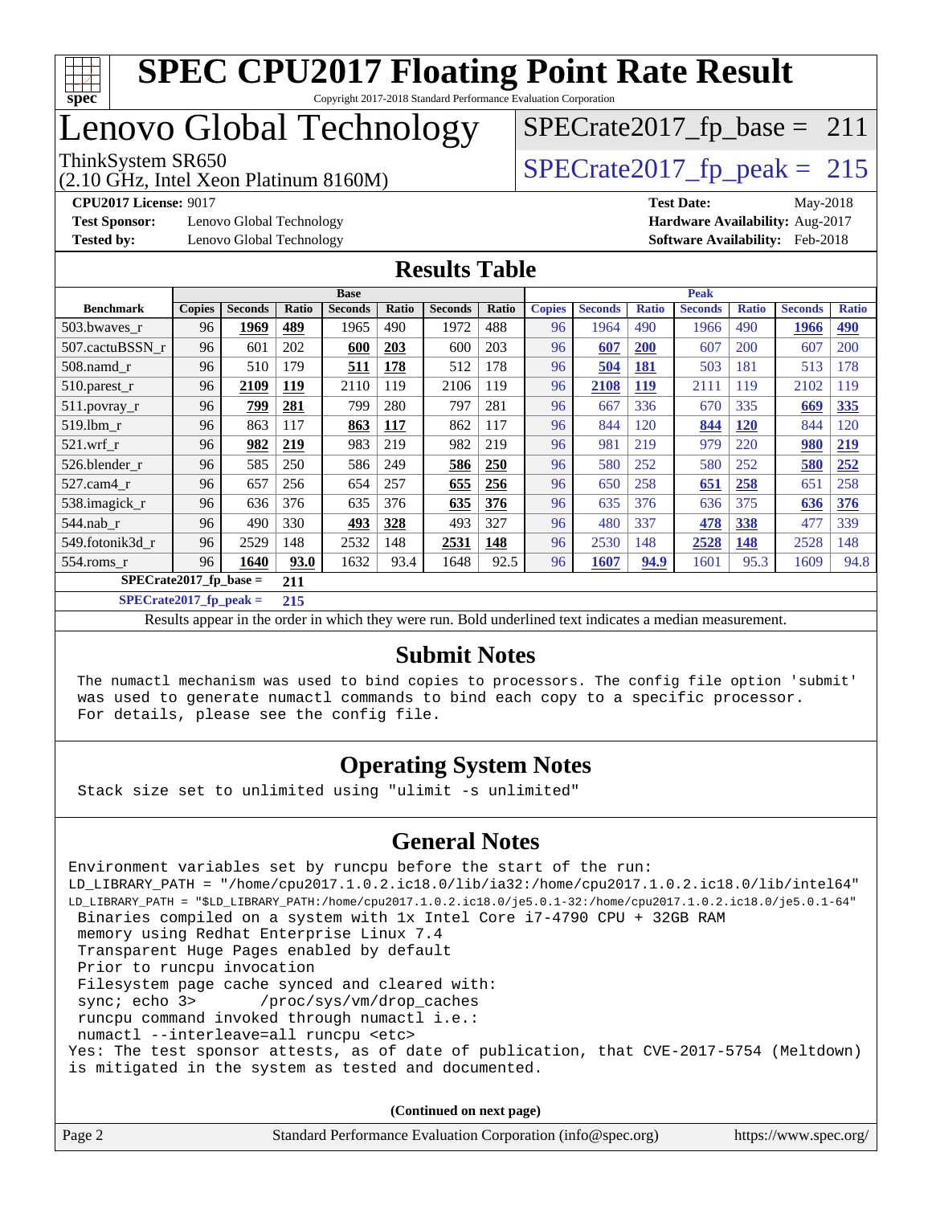# SPEC CPU2017 Floating Point Rate Result

Copyright 2017-2018 Standard Performance Evaluation Corporation

# Lenovo Global Technology

ThinkSystem SR650
(2.10 GHz, Intel Xeon Platinum 8160M)

SPECrate2017_fp_base = 211

SPECrate2017_fp_peak = 215

**CPU2017 License:** 9017
**Test Sponsor:** Lenovo Global Technology
**Tested by:** Lenovo Global Technology

**Test Date:** May-2018
**Hardware Availability:** Aug-2017
**Software Availability:** Feb-2018

## Results Table

| | Base | | | | | | | Peak | | | | | | |
|---|---|---|---|---|---|---|---|---|---|---|---|---|---|---|
| **Benchmark** | **Copies** | **Seconds** | **Ratio** | **Seconds** | **Ratio** | **Seconds** | **Ratio** | **Copies** | **Seconds** | **Ratio** | **Seconds** | **Ratio** | **Seconds** | **Ratio** |
| 503.bwaves_r | 96 | **1969** | **489** | 1965 | 490 | 1972 | 488 | 96 | 1964 | 490 | 1966 | 490 | **1966** | **490** |
| 507.cactuBSSN_r | 96 | 601 | 202 | **600** | **203** | 600 | 203 | 96 | **607** | **200** | 607 | 200 | 607 | 200 |
| 508.namd_r | 96 | 510 | 179 | **511** | **178** | 512 | 178 | 96 | **504** | **181** | 503 | 181 | 513 | 178 |
| 510.parest_r | 96 | **2109** | **119** | 2110 | 119 | 2106 | 119 | 96 | **2108** | **119** | 2111 | 119 | 2102 | 119 |
| 511.povray_r | 96 | **799** | **281** | 799 | 280 | 797 | 281 | 96 | 667 | 336 | 670 | 335 | **669** | **335** |
| 519.lbm_r | 96 | 863 | 117 | **863** | **117** | 862 | 117 | 96 | 844 | 120 | **844** | **120** | 844 | 120 |
| 521.wrf_r | 96 | **982** | **219** | 983 | 219 | 982 | 219 | 96 | 981 | 219 | 979 | 220 | **980** | **219** |
| 526.blender_r | 96 | 585 | 250 | 586 | 249 | **586** | **250** | 96 | 580 | 252 | 580 | 252 | **580** | **252** |
| 527.cam4_r | 96 | 657 | 256 | 654 | 257 | **655** | **256** | 96 | 650 | 258 | **651** | **258** | 651 | 258 |
| 538.imagick_r | 96 | 636 | 376 | 635 | 376 | **635** | **376** | 96 | 635 | 376 | 636 | 375 | **636** | **376** |
| 544.nab_r | 96 | 490 | 330 | **493** | **328** | 493 | 327 | 96 | 480 | 337 | **478** | **338** | 477 | 339 |
| 549.fotonik3d_r | 96 | 2529 | 148 | 2532 | 148 | **2531** | **148** | 96 | 2530 | 148 | **2528** | **148** | 2528 | 148 |
| 554.roms_r | 96 | **1640** | **93.0** | 1632 | 93.4 | 1648 | 92.5 | 96 | **1607** | **94.9** | 1601 | 95.3 | 1609 | 94.8 |

**SPECrate2017_fp_base = 211**

**SPECrate2017_fp_peak = 215**

Results appear in the order in which they were run. Bold underlined text indicates a median measurement.

## Submit Notes

```
The numactl mechanism was used to bind copies to processors. The config file option 'submit'
was used to generate numactl commands to bind each copy to a specific processor.
For details, please see the config file.
```

## Operating System Notes

```
Stack size set to unlimited using "ulimit -s unlimited"
```

## General Notes

```
Environment variables set by runcpu before the start of the run:
LD_LIBRARY_PATH = "/home/cpu2017.1.0.2.ic18.0/lib/ia32:/home/cpu2017.1.0.2.ic18.0/lib/intel64"
LD_LIBRARY_PATH = "$LD_LIBRARY_PATH:/home/cpu2017.1.0.2.ic18.0/je5.0.1-32:/home/cpu2017.1.0.2.ic18.0/je5.0.1-64"
 Binaries compiled on a system with 1x Intel Core i7-4790 CPU + 32GB RAM
 memory using Redhat Enterprise Linux 7.4
 Transparent Huge Pages enabled by default
 Prior to runcpu invocation
 Filesystem page cache synced and cleared with:
 sync; echo 3>       /proc/sys/vm/drop_caches
 runcpu command invoked through numactl i.e.:
 numactl --interleave=all runcpu <etc>
Yes: The test sponsor attests, as of date of publication, that CVE-2017-5754 (Meltdown)
is mitigated in the system as tested and documented.
```

**(Continued on next page)**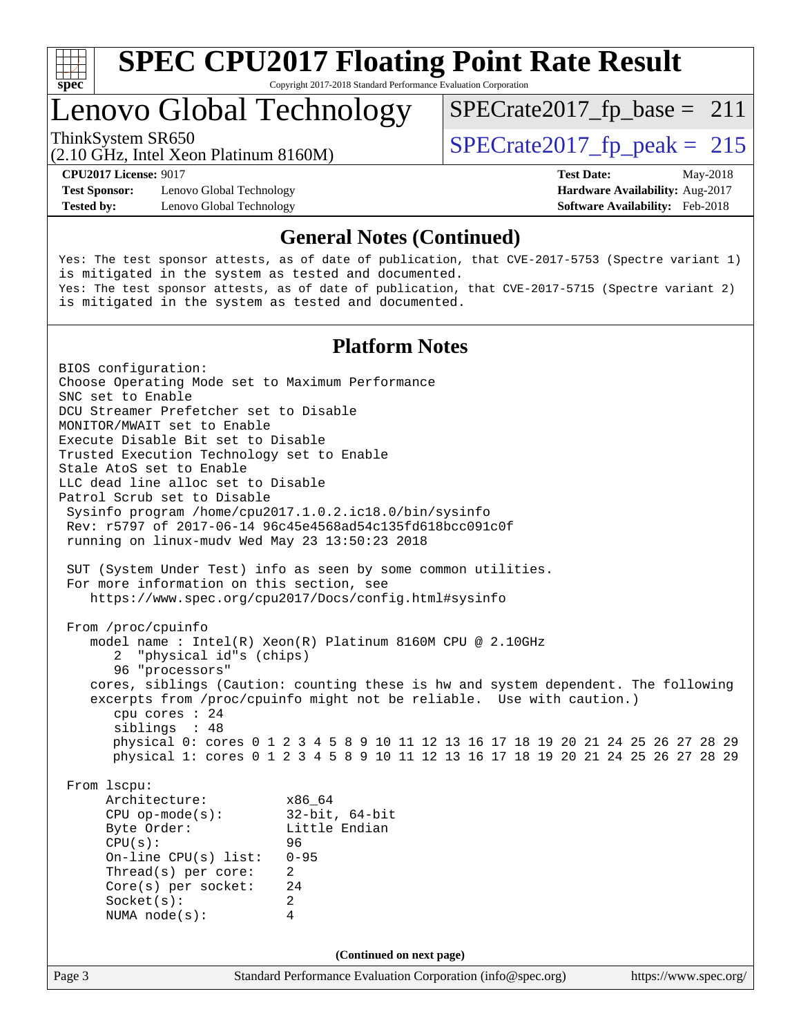# SPEC CPU2017 Floating Point Rate Result

Copyright 2017-2018 Standard Performance Evaluation Corporation

## Lenovo Global Technology

ThinkSystem SR650
(2.10 GHz, Intel Xeon Platinum 8160M)

SPECrate2017_fp_base = 211

SPECrate2017_fp_peak = 215

**CPU2017 License:** 9017
**Test Sponsor:** Lenovo Global Technology
**Tested by:** Lenovo Global Technology

**Test Date:** May-2018
**Hardware Availability:** Aug-2017
**Software Availability:** Feb-2018

### General Notes (Continued)

```
Yes: The test sponsor attests, as of date of publication, that CVE-2017-5753 (Spectre variant 1)
is mitigated in the system as tested and documented.
Yes: The test sponsor attests, as of date of publication, that CVE-2017-5715 (Spectre variant 2)
is mitigated in the system as tested and documented.
```

### Platform Notes

```
BIOS configuration:
Choose Operating Mode set to Maximum Performance
SNC set to Enable
DCU Streamer Prefetcher set to Disable
MONITOR/MWAIT set to Enable
Execute Disable Bit set to Disable
Trusted Execution Technology set to Enable
Stale AtoS set to Enable
LLC dead line alloc set to Disable
Patrol Scrub set to Disable
 Sysinfo program /home/cpu2017.1.0.2.ic18.0/bin/sysinfo
 Rev: r5797 of 2017-06-14 96c45e4568ad54c135fd618bcc091c0f
 running on linux-mudv Wed May 23 13:50:23 2018

 SUT (System Under Test) info as seen by some common utilities.
 For more information on this section, see
    https://www.spec.org/cpu2017/Docs/config.html#sysinfo

 From /proc/cpuinfo
    model name : Intel(R) Xeon(R) Platinum 8160M CPU @ 2.10GHz
       2  "physical id"s (chips)
       96 "processors"
    cores, siblings (Caution: counting these is hw and system dependent. The following
    excerpts from /proc/cpuinfo might not be reliable.  Use with caution.)
       cpu cores : 24
       siblings  : 48
       physical 0: cores 0 1 2 3 4 5 8 9 10 11 12 13 16 17 18 19 20 21 24 25 26 27 28 29
       physical 1: cores 0 1 2 3 4 5 8 9 10 11 12 13 16 17 18 19 20 21 24 25 26 27 28 29

 From lscpu:
      Architecture:          x86_64
      CPU op-mode(s):        32-bit, 64-bit
      Byte Order:            Little Endian
      CPU(s):                96
      On-line CPU(s) list:   0-95
      Thread(s) per core:    2
      Core(s) per socket:    24
      Socket(s):             2
      NUMA node(s):          4
```

(Continued on next page)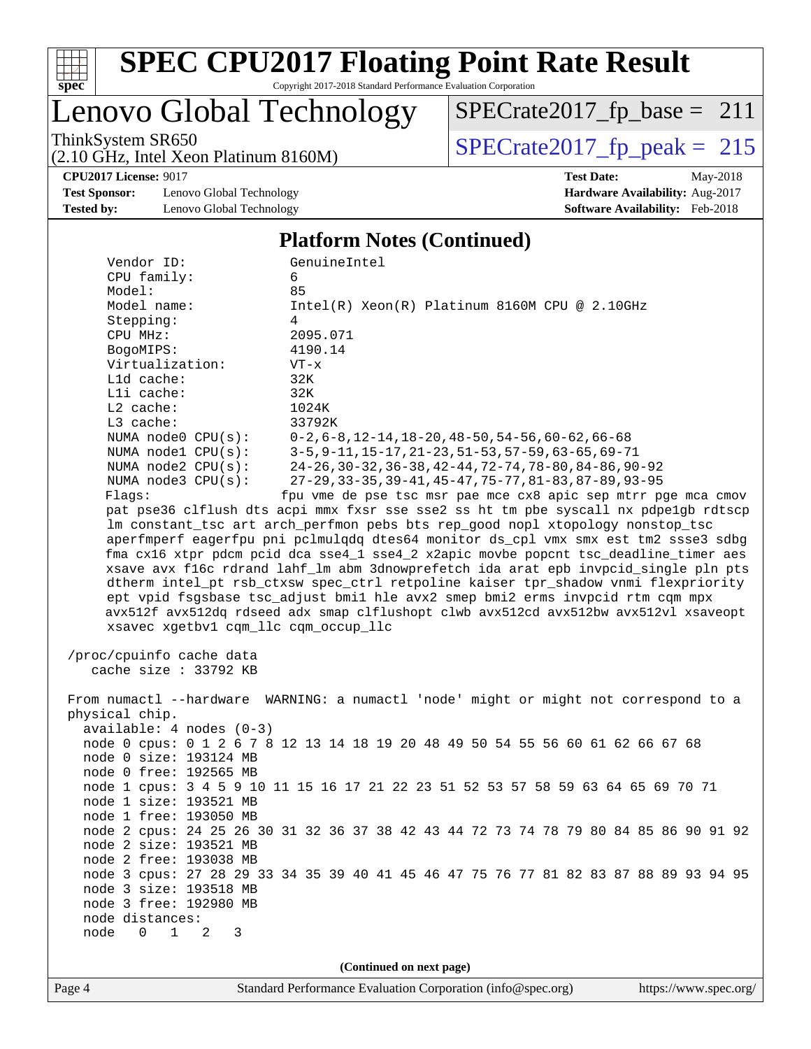# SPEC CPU2017 Floating Point Rate Result

Copyright 2017-2018 Standard Performance Evaluation Corporation

# Lenovo Global Technology

ThinkSystem SR650
(2.10 GHz, Intel Xeon Platinum 8160M)

SPECrate2017_fp_base = 211

SPECrate2017_fp_peak = 215

**CPU2017 License:** 9017
**Test Sponsor:** Lenovo Global Technology
**Tested by:** Lenovo Global Technology

**Test Date:** May-2018
**Hardware Availability:** Aug-2017
**Software Availability:** Feb-2018

## Platform Notes (Continued)

```
    Vendor ID:             GenuineIntel
    CPU family:            6
    Model:                 85
    Model name:            Intel(R) Xeon(R) Platinum 8160M CPU @ 2.10GHz
    Stepping:              4
    CPU MHz:               2095.071
    BogoMIPS:              4190.14
    Virtualization:        VT-x
    L1d cache:             32K
    L1i cache:             32K
    L2 cache:              1024K
    L3 cache:              33792K
    NUMA node0 CPU(s):     0-2,6-8,12-14,18-20,48-50,54-56,60-62,66-68
    NUMA node1 CPU(s):     3-5,9-11,15-17,21-23,51-53,57-59,63-65,69-71
    NUMA node2 CPU(s):     24-26,30-32,36-38,42-44,72-74,78-80,84-86,90-92
    NUMA node3 CPU(s):     27-29,33-35,39-41,45-47,75-77,81-83,87-89,93-95
    Flags:                 fpu vme de pse tsc msr pae mce cx8 apic sep mtrr pge mca cmov
    pat pse36 clflush dts acpi mmx fxsr sse sse2 ss ht tm pbe syscall nx pdpe1gb rdtscp
    lm constant_tsc art arch_perfmon pebs bts rep_good nopl xtopology nonstop_tsc
    aperfmperf eagerfpu pni pclmulqdq dtes64 monitor ds_cpl vmx smx est tm2 ssse3 sdbg
    fma cx16 xtpr pdcm pcid dca sse4_1 sse4_2 x2apic movbe popcnt tsc_deadline_timer aes
    xsave avx f16c rdrand lahf_lm abm 3dnowprefetch ida arat epb invpcid_single pln pts
    dtherm intel_pt rsb_ctxsw spec_ctrl retpoline kaiser tpr_shadow vnmi flexpriority
    ept vpid fsgsbase tsc_adjust bmi1 hle avx2 smep bmi2 erms invpcid rtm cqm mpx
    avx512f avx512dq rdseed adx smap clflushopt clwb avx512cd avx512bw avx512vl xsaveopt
    xsavec xgetbv1 cqm_llc cqm_occup_llc

 /proc/cpuinfo cache data
    cache size : 33792 KB

 From numactl --hardware  WARNING: a numactl 'node' might or might not correspond to a
 physical chip.
   available: 4 nodes (0-3)
   node 0 cpus: 0 1 2 6 7 8 12 13 14 18 19 20 48 49 50 54 55 56 60 61 62 66 67 68
   node 0 size: 193124 MB
   node 0 free: 192565 MB
   node 1 cpus: 3 4 5 9 10 11 15 16 17 21 22 23 51 52 53 57 58 59 63 64 65 69 70 71
   node 1 size: 193521 MB
   node 1 free: 193050 MB
   node 2 cpus: 24 25 26 30 31 32 36 37 38 42 43 44 72 73 74 78 79 80 84 85 86 90 91 92
   node 2 size: 193521 MB
   node 2 free: 193038 MB
   node 3 cpus: 27 28 29 33 34 35 39 40 41 45 46 47 75 76 77 81 82 83 87 88 89 93 94 95
   node 3 size: 193518 MB
   node 3 free: 192980 MB
   node distances:
   node   0   1   2   3
```

(Continued on next page)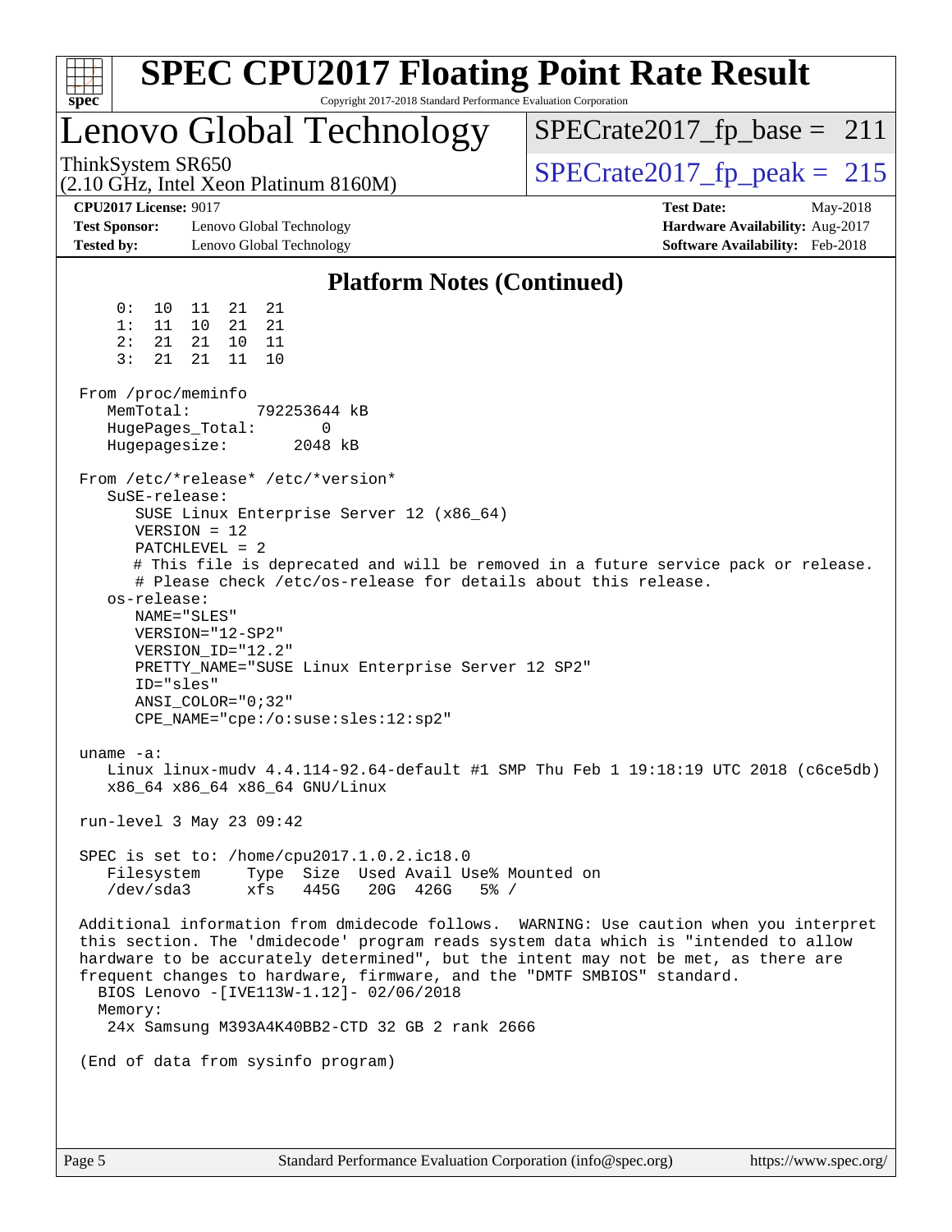## Platform Notes (Continued)

```
     0:  10  11  21  21
     1:  11  10  21  21
     2:  21  21  10  11
     3:  21  21  11  10

 From /proc/meminfo
    MemTotal:       792253644 kB
    HugePages_Total:       0
    Hugepagesize:       2048 kB

 From /etc/*release* /etc/*version*
    SuSE-release:
       SUSE Linux Enterprise Server 12 (x86_64)
       VERSION = 12
       PATCHLEVEL = 2
       # This file is deprecated and will be removed in a future service pack or release.
       # Please check /etc/os-release for details about this release.
    os-release:
       NAME="SLES"
       VERSION="12-SP2"
       VERSION_ID="12.2"
       PRETTY_NAME="SUSE Linux Enterprise Server 12 SP2"
       ID="sles"
       ANSI_COLOR="0;32"
       CPE_NAME="cpe:/o:suse:sles:12:sp2"

 uname -a:
    Linux linux-mudv 4.4.114-92.64-default #1 SMP Thu Feb 1 19:18:19 UTC 2018 (c6ce5db)
    x86_64 x86_64 x86_64 GNU/Linux

 run-level 3 May 23 09:42

 SPEC is set to: /home/cpu2017.1.0.2.ic18.0
    Filesystem     Type  Size  Used Avail Use% Mounted on
    /dev/sda3      xfs   445G   20G  426G   5% /

 Additional information from dmidecode follows.  WARNING: Use caution when you interpret
 this section. The 'dmidecode' program reads system data which is "intended to allow
 hardware to be accurately determined", but the intent may not be met, as there are
 frequent changes to hardware, firmware, and the "DMTF SMBIOS" standard.
   BIOS Lenovo -[IVE113W-1.12]- 02/06/2018
   Memory:
    24x Samsung M393A4K40BB2-CTD 32 GB 2 rank 2666

 (End of data from sysinfo program)
```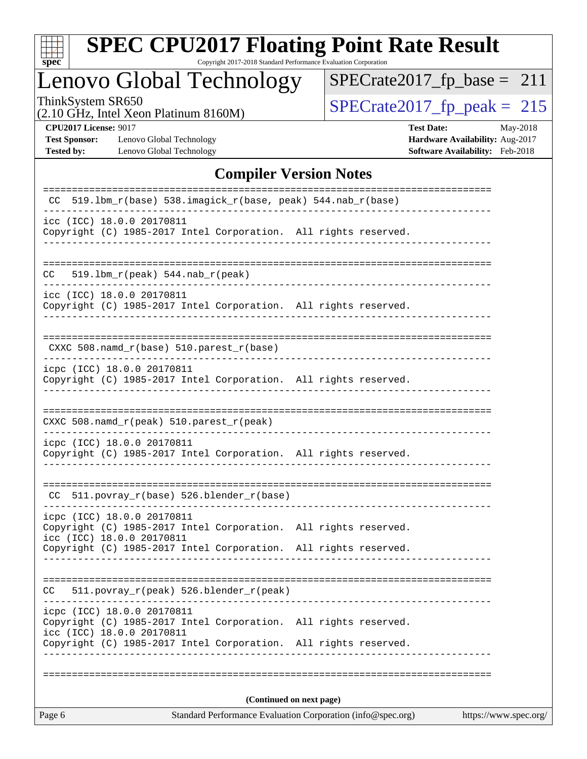# SPEC CPU2017 Floating Point Rate Result

Copyright 2017-2018 Standard Performance Evaluation Corporation

# Lenovo Global Technology

ThinkSystem SR650
(2.10 GHz, Intel Xeon Platinum 8160M)

SPECrate2017_fp_base = 211

SPECrate2017_fp_peak = 215

**CPU2017 License:** 9017
**Test Sponsor:** Lenovo Global Technology
**Tested by:** Lenovo Global Technology

**Test Date:** May-2018
**Hardware Availability:** Aug-2017
**Software Availability:** Feb-2018

## Compiler Version Notes

```
==============================================================================
 CC  519.lbm_r(base) 538.imagick_r(base, peak) 544.nab_r(base)
------------------------------------------------------------------------------
icc (ICC) 18.0.0 20170811
Copyright (C) 1985-2017 Intel Corporation.  All rights reserved.
------------------------------------------------------------------------------

==============================================================================
CC   519.lbm_r(peak) 544.nab_r(peak)
------------------------------------------------------------------------------
icc (ICC) 18.0.0 20170811
Copyright (C) 1985-2017 Intel Corporation.  All rights reserved.
------------------------------------------------------------------------------

==============================================================================
 CXXC 508.namd_r(base) 510.parest_r(base)
------------------------------------------------------------------------------
icpc (ICC) 18.0.0 20170811
Copyright (C) 1985-2017 Intel Corporation.  All rights reserved.
------------------------------------------------------------------------------

==============================================================================
CXXC 508.namd_r(peak) 510.parest_r(peak)
------------------------------------------------------------------------------
icpc (ICC) 18.0.0 20170811
Copyright (C) 1985-2017 Intel Corporation.  All rights reserved.
------------------------------------------------------------------------------

==============================================================================
 CC  511.povray_r(base) 526.blender_r(base)
------------------------------------------------------------------------------
icpc (ICC) 18.0.0 20170811
Copyright (C) 1985-2017 Intel Corporation.  All rights reserved.
icc (ICC) 18.0.0 20170811
Copyright (C) 1985-2017 Intel Corporation.  All rights reserved.
------------------------------------------------------------------------------

==============================================================================
CC   511.povray_r(peak) 526.blender_r(peak)
------------------------------------------------------------------------------
icpc (ICC) 18.0.0 20170811
Copyright (C) 1985-2017 Intel Corporation.  All rights reserved.
icc (ICC) 18.0.0 20170811
Copyright (C) 1985-2017 Intel Corporation.  All rights reserved.
------------------------------------------------------------------------------

==============================================================================
```

**(Continued on next page)**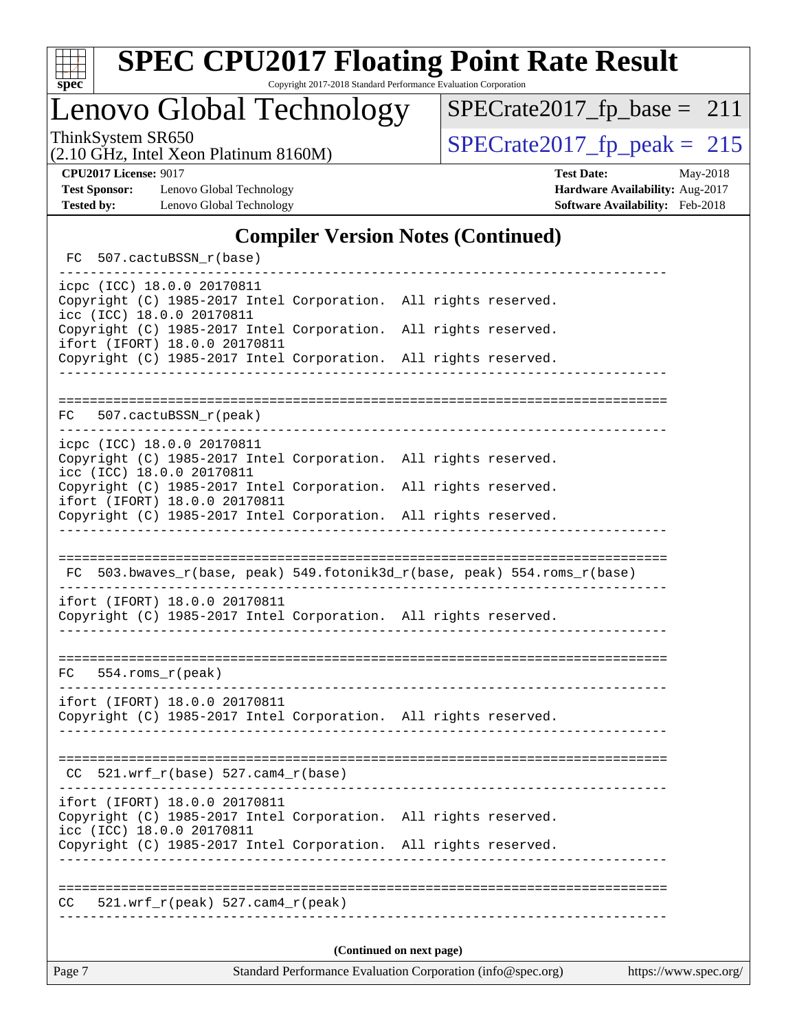# SPEC CPU2017 Floating Point Rate Result

Copyright 2017-2018 Standard Performance Evaluation Corporation

## Lenovo Global Technology

ThinkSystem SR650
(2.10 GHz, Intel Xeon Platinum 8160M)

SPECrate2017_fp_base = 211

SPECrate2017_fp_peak = 215

**CPU2017 License:** 9017
**Test Sponsor:** Lenovo Global Technology
**Tested by:** Lenovo Global Technology

**Test Date:** May-2018
**Hardware Availability:** Aug-2017
**Software Availability:** Feb-2018

### Compiler Version Notes (Continued)

```
 FC  507.cactuBSSN_r(base)
------------------------------------------------------------------------------
icpc (ICC) 18.0.0 20170811
Copyright (C) 1985-2017 Intel Corporation.  All rights reserved.
icc (ICC) 18.0.0 20170811
Copyright (C) 1985-2017 Intel Corporation.  All rights reserved.
ifort (IFORT) 18.0.0 20170811
Copyright (C) 1985-2017 Intel Corporation.  All rights reserved.
------------------------------------------------------------------------------

==============================================================================
FC   507.cactuBSSN_r(peak)
------------------------------------------------------------------------------
icpc (ICC) 18.0.0 20170811
Copyright (C) 1985-2017 Intel Corporation.  All rights reserved.
icc (ICC) 18.0.0 20170811
Copyright (C) 1985-2017 Intel Corporation.  All rights reserved.
ifort (IFORT) 18.0.0 20170811
Copyright (C) 1985-2017 Intel Corporation.  All rights reserved.
------------------------------------------------------------------------------

==============================================================================
 FC  503.bwaves_r(base, peak) 549.fotonik3d_r(base, peak) 554.roms_r(base)
------------------------------------------------------------------------------
ifort (IFORT) 18.0.0 20170811
Copyright (C) 1985-2017 Intel Corporation.  All rights reserved.
------------------------------------------------------------------------------

==============================================================================
FC   554.roms_r(peak)
------------------------------------------------------------------------------
ifort (IFORT) 18.0.0 20170811
Copyright (C) 1985-2017 Intel Corporation.  All rights reserved.
------------------------------------------------------------------------------

==============================================================================
 CC  521.wrf_r(base) 527.cam4_r(base)
------------------------------------------------------------------------------
ifort (IFORT) 18.0.0 20170811
Copyright (C) 1985-2017 Intel Corporation.  All rights reserved.
icc (ICC) 18.0.0 20170811
Copyright (C) 1985-2017 Intel Corporation.  All rights reserved.
------------------------------------------------------------------------------

==============================================================================
CC   521.wrf_r(peak) 527.cam4_r(peak)
------------------------------------------------------------------------------
```

**(Continued on next page)**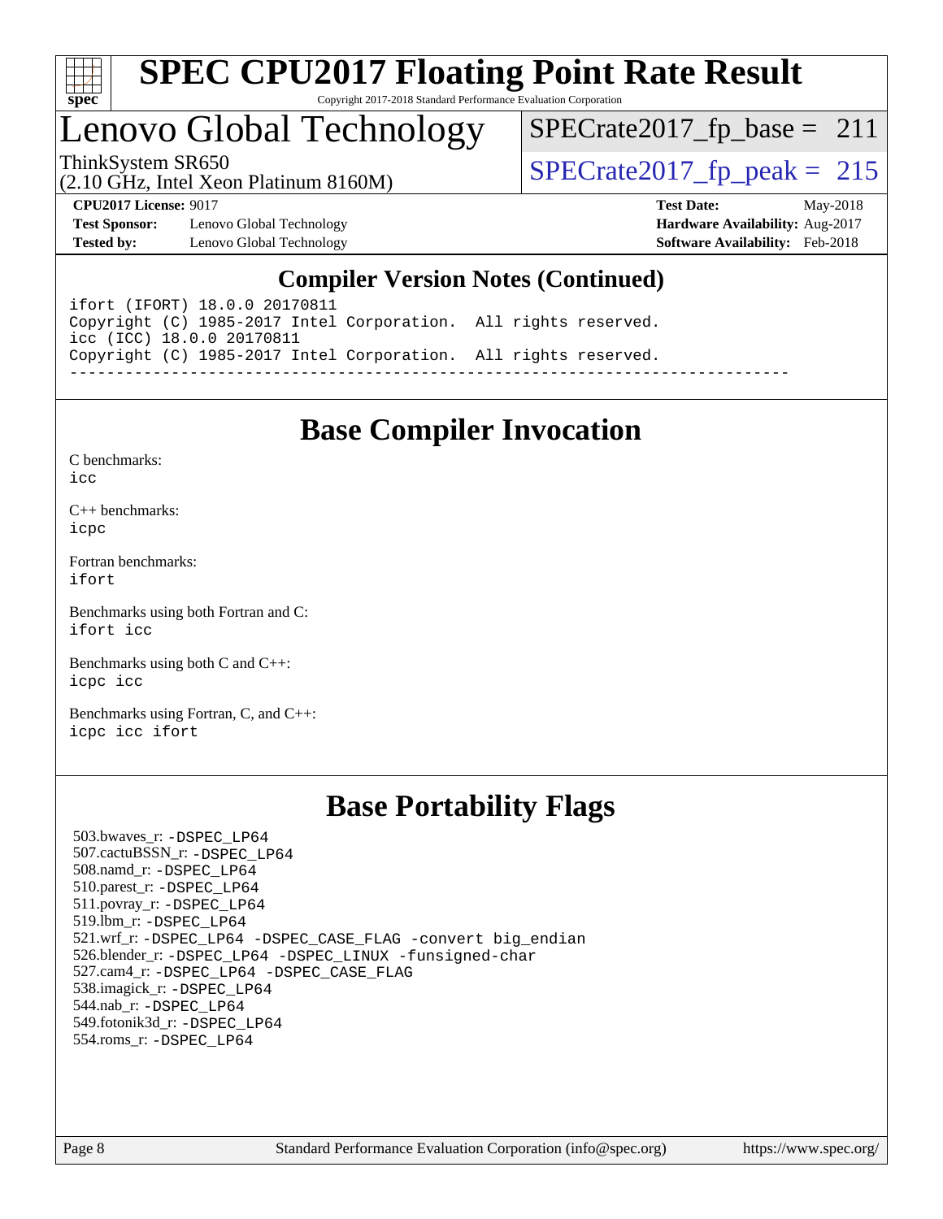# SPEC CPU2017 Floating Point Rate Result

Copyright 2017-2018 Standard Performance Evaluation Corporation

## Lenovo Global Technology

ThinkSystem SR650
(2.10 GHz, Intel Xeon Platinum 8160M)

SPECrate2017_fp_base = 211

SPECrate2017_fp_peak = 215

**CPU2017 License:** 9017
**Test Sponsor:** Lenovo Global Technology
**Tested by:** Lenovo Global Technology

**Test Date:** May-2018
**Hardware Availability:** Aug-2017
**Software Availability:** Feb-2018

### Compiler Version Notes (Continued)

```
ifort (IFORT) 18.0.0 20170811
Copyright (C) 1985-2017 Intel Corporation.  All rights reserved.
icc (ICC) 18.0.0 20170811
Copyright (C) 1985-2017 Intel Corporation.  All rights reserved.
------------------------------------------------------------------------------
```

## Base Compiler Invocation

C benchmarks:
icc

C++ benchmarks:
icpc

Fortran benchmarks:
ifort

Benchmarks using both Fortran and C:
ifort icc

Benchmarks using both C and C++:
icpc icc

Benchmarks using Fortran, C, and C++:
icpc icc ifort

## Base Portability Flags

503.bwaves_r: -DSPEC_LP64
507.cactuBSSN_r: -DSPEC_LP64
508.namd_r: -DSPEC_LP64
510.parest_r: -DSPEC_LP64
511.povray_r: -DSPEC_LP64
519.lbm_r: -DSPEC_LP64
521.wrf_r: -DSPEC_LP64 -DSPEC_CASE_FLAG -convert big_endian
526.blender_r: -DSPEC_LP64 -DSPEC_LINUX -funsigned-char
527.cam4_r: -DSPEC_LP64 -DSPEC_CASE_FLAG
538.imagick_r: -DSPEC_LP64
544.nab_r: -DSPEC_LP64
549.fotonik3d_r: -DSPEC_LP64
554.roms_r: -DSPEC_LP64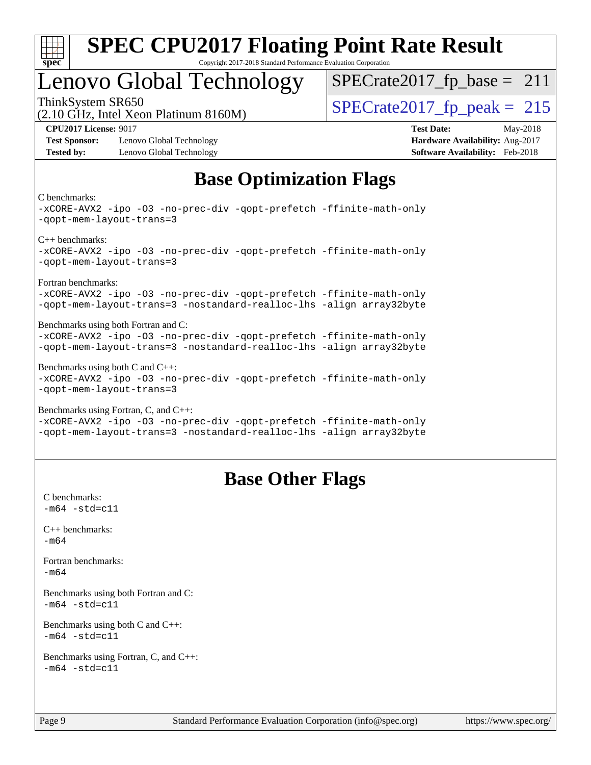# SPEC CPU2017 Floating Point Rate Result

Copyright 2017-2018 Standard Performance Evaluation Corporation

# Lenovo Global Technology

ThinkSystem SR650
(2.10 GHz, Intel Xeon Platinum 8160M)

SPECrate2017_fp_base = 211

SPECrate2017_fp_peak = 215

**CPU2017 License:** 9017
**Test Sponsor:** Lenovo Global Technology
**Tested by:** Lenovo Global Technology

**Test Date:** May-2018
**Hardware Availability:** Aug-2017
**Software Availability:** Feb-2018

## Base Optimization Flags

C benchmarks:
```
-xCORE-AVX2 -ipo -O3 -no-prec-div -qopt-prefetch -ffinite-math-only
-qopt-mem-layout-trans=3
```

C++ benchmarks:
```
-xCORE-AVX2 -ipo -O3 -no-prec-div -qopt-prefetch -ffinite-math-only
-qopt-mem-layout-trans=3
```

Fortran benchmarks:
```
-xCORE-AVX2 -ipo -O3 -no-prec-div -qopt-prefetch -ffinite-math-only
-qopt-mem-layout-trans=3 -nostandard-realloc-lhs -align array32byte
```

Benchmarks using both Fortran and C:
```
-xCORE-AVX2 -ipo -O3 -no-prec-div -qopt-prefetch -ffinite-math-only
-qopt-mem-layout-trans=3 -nostandard-realloc-lhs -align array32byte
```

Benchmarks using both C and C++:
```
-xCORE-AVX2 -ipo -O3 -no-prec-div -qopt-prefetch -ffinite-math-only
-qopt-mem-layout-trans=3
```

Benchmarks using Fortran, C, and C++:
```
-xCORE-AVX2 -ipo -O3 -no-prec-div -qopt-prefetch -ffinite-math-only
-qopt-mem-layout-trans=3 -nostandard-realloc-lhs -align array32byte
```

## Base Other Flags

C benchmarks:
```
-m64 -std=c11
```

C++ benchmarks:
```
-m64
```

Fortran benchmarks:
```
-m64
```

Benchmarks using both Fortran and C:
```
-m64 -std=c11
```

Benchmarks using both C and C++:
```
-m64 -std=c11
```

Benchmarks using Fortran, C, and C++:
```
-m64 -std=c11
```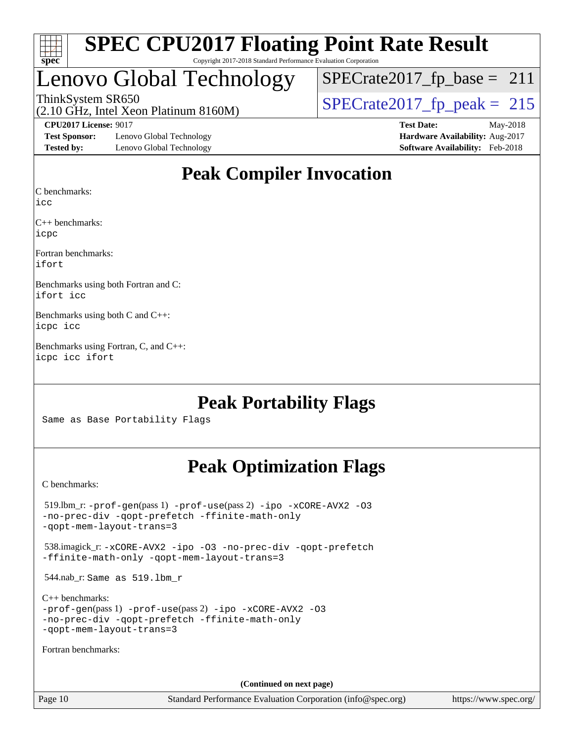# SPEC CPU2017 Floating Point Rate Result

Copyright 2017-2018 Standard Performance Evaluation Corporation

## Lenovo Global Technology

ThinkSystem SR650
(2.10 GHz, Intel Xeon Platinum 8160M)

SPECrate2017_fp_base = 211
SPECrate2017_fp_peak = 215

**CPU2017 License:** 9017
**Test Sponsor:** Lenovo Global Technology
**Tested by:** Lenovo Global Technology
**Test Date:** May-2018
**Hardware Availability:** Aug-2017
**Software Availability:** Feb-2018

## Peak Compiler Invocation

C benchmarks:
`icc`

C++ benchmarks:
`icpc`

Fortran benchmarks:
`ifort`

Benchmarks using both Fortran and C:
`ifort icc`

Benchmarks using both C and C++:
`icpc icc`

Benchmarks using Fortran, C, and C++:
`icpc icc ifort`

## Peak Portability Flags

Same as Base Portability Flags

## Peak Optimization Flags

C benchmarks:

519.lbm_r: `-prof-gen`(pass 1) `-prof-use`(pass 2) `-ipo -xCORE-AVX2 -O3 -no-prec-div -qopt-prefetch -ffinite-math-only -qopt-mem-layout-trans=3`

538.imagick_r: `-xCORE-AVX2 -ipo -O3 -no-prec-div -qopt-prefetch -ffinite-math-only -qopt-mem-layout-trans=3`

544.nab_r: Same as 519.lbm_r

C++ benchmarks:
`-prof-gen`(pass 1) `-prof-use`(pass 2) `-ipo -xCORE-AVX2 -O3 -no-prec-div -qopt-prefetch -ffinite-math-only -qopt-mem-layout-trans=3`

Fortran benchmarks:

(Continued on next page)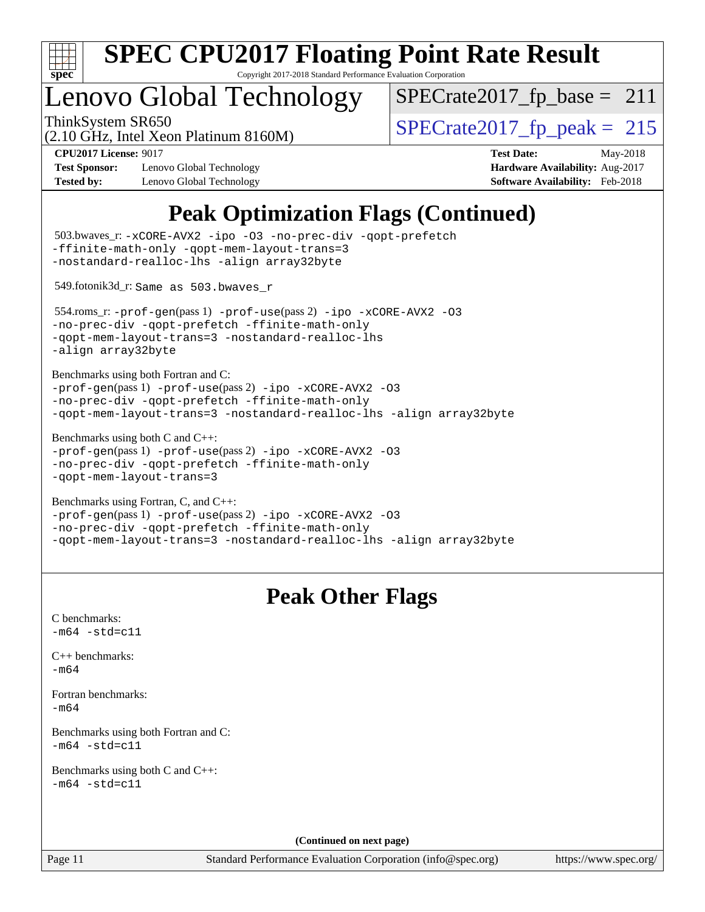# SPEC CPU2017 Floating Point Rate Result

Copyright 2017-2018 Standard Performance Evaluation Corporation

## Lenovo Global Technology

ThinkSystem SR650
(2.10 GHz, Intel Xeon Platinum 8160M)

SPECrate2017_fp_base = 211

SPECrate2017_fp_peak = 215

**CPU2017 License:** 9017
**Test Sponsor:** Lenovo Global Technology
**Tested by:** Lenovo Global Technology

**Test Date:** May-2018
**Hardware Availability:** Aug-2017
**Software Availability:** Feb-2018

## Peak Optimization Flags (Continued)

503.bwaves_r: `-xCORE-AVX2 -ipo -O3 -no-prec-div -qopt-prefetch -ffinite-math-only -qopt-mem-layout-trans=3 -nostandard-realloc-lhs -align array32byte`

549.fotonik3d_r: `Same as 503.bwaves_r`

554.roms_r: `-prof-gen`(pass 1) `-prof-use`(pass 2) `-ipo -xCORE-AVX2 -O3 -no-prec-div -qopt-prefetch -ffinite-math-only -qopt-mem-layout-trans=3 -nostandard-realloc-lhs -align array32byte`

Benchmarks using both Fortran and C:
`-prof-gen`(pass 1) `-prof-use`(pass 2) `-ipo -xCORE-AVX2 -O3 -no-prec-div -qopt-prefetch -ffinite-math-only -qopt-mem-layout-trans=3 -nostandard-realloc-lhs -align array32byte`

Benchmarks using both C and C++:
`-prof-gen`(pass 1) `-prof-use`(pass 2) `-ipo -xCORE-AVX2 -O3 -no-prec-div -qopt-prefetch -ffinite-math-only -qopt-mem-layout-trans=3`

Benchmarks using Fortran, C, and C++:
`-prof-gen`(pass 1) `-prof-use`(pass 2) `-ipo -xCORE-AVX2 -O3 -no-prec-div -qopt-prefetch -ffinite-math-only -qopt-mem-layout-trans=3 -nostandard-realloc-lhs -align array32byte`

## Peak Other Flags

C benchmarks:
`-m64 -std=c11`

C++ benchmarks:
`-m64`

Fortran benchmarks:
`-m64`

Benchmarks using both Fortran and C:
`-m64 -std=c11`

Benchmarks using both C and C++:
`-m64 -std=c11`

**(Continued on next page)**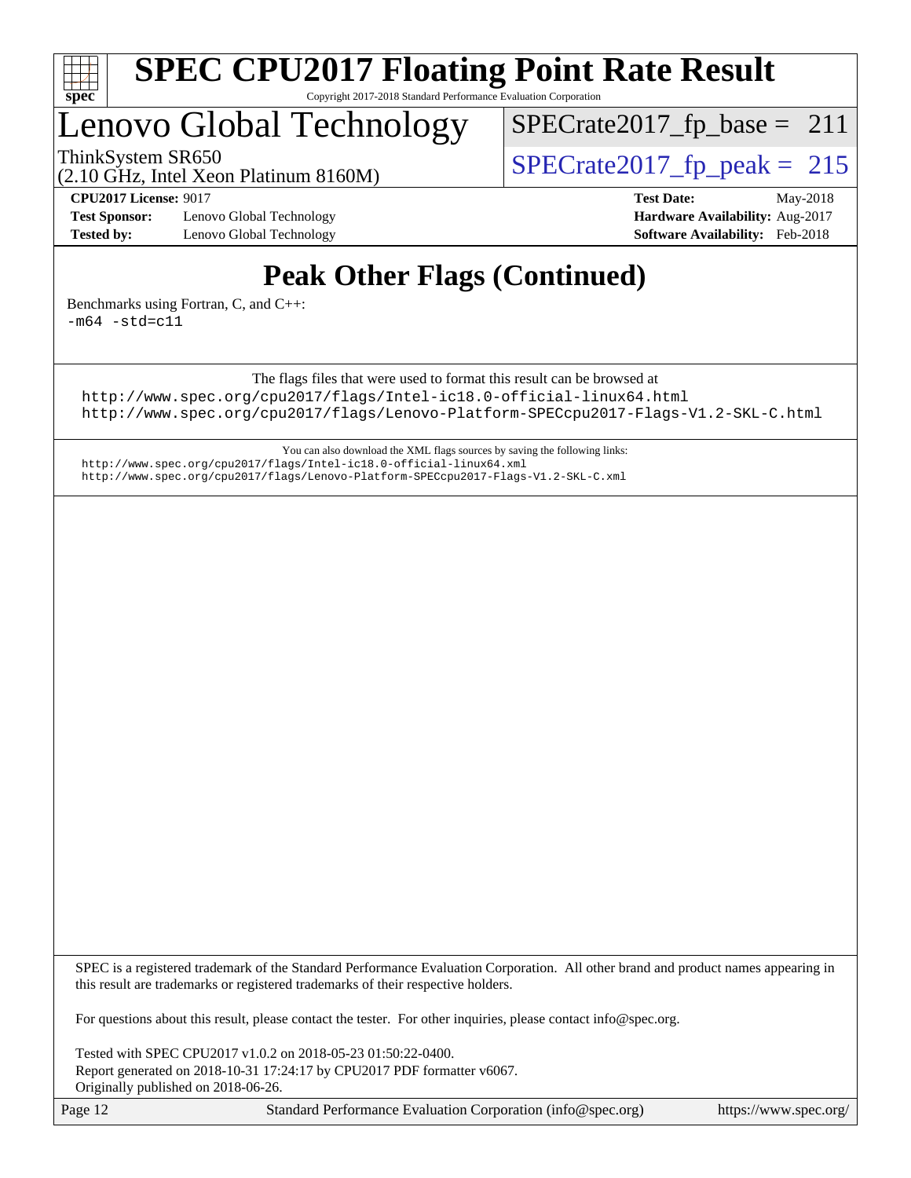## Peak Other Flags (Continued)

Benchmarks using Fortran, C, and C++:
-m64 -std=c11

The flags files that were used to format this result can be browsed at
http://www.spec.org/cpu2017/flags/Intel-ic18.0-official-linux64.html
http://www.spec.org/cpu2017/flags/Lenovo-Platform-SPECcpu2017-Flags-V1.2-SKL-C.html

You can also download the XML flags sources by saving the following links:
http://www.spec.org/cpu2017/flags/Intel-ic18.0-official-linux64.xml
http://www.spec.org/cpu2017/flags/Lenovo-Platform-SPECcpu2017-Flags-V1.2-SKL-C.xml

SPEC is a registered trademark of the Standard Performance Evaluation Corporation. All other brand and product names appearing in this result are trademarks or registered trademarks of their respective holders.

For questions about this result, please contact the tester. For other inquiries, please contact info@spec.org.

Tested with SPEC CPU2017 v1.0.2 on 2018-05-23 01:50:22-0400.
Report generated on 2018-10-31 17:24:17 by CPU2017 PDF formatter v6067.
Originally published on 2018-06-26.